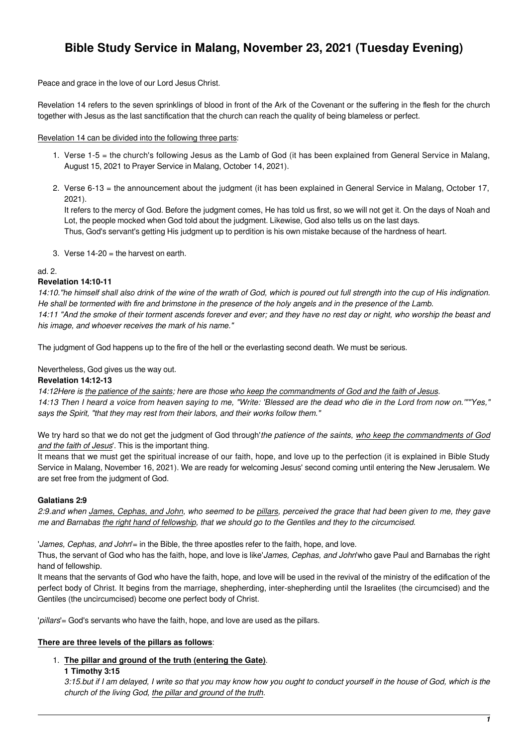# Bible Study Service in Malang, November 23, 2021 (Tuesday Evening)

Peace and grace in the love of our Lord Jesus Christ.

Revelation 14 refers to the seven sprinklings of blood in front of the Ark of the Covenant or the suffering in the flesh for the church together with Jesus as the last sanctification that the church can reach the quality of being blameless or perfect.

<u>Revelation 14 can be divided into the following three parts</u>:

1. Verse 1-5 = the church's following Jesus as the Lamb of God (it has been explained from General Service in Malang, August 15, 2021 to Prayer Service in Malang, October 14, 2021).
2. Verse 6-13 = the announcement about the judgment (it has been explained in General Service in Malang, October 17, 2021).
   It refers to the mercy of God. Before the judgment comes, He has told us first, so we will not get it. On the days of Noah and Lot, the people mocked when God told about the judgment. Likewise, God also tells us on the last days.
   Thus, God's servant's getting His judgment up to perdition is his own mistake because of the hardness of heart.
3. Verse 14-20 = the harvest on earth.

ad. 2.

**Revelation 14:10-11**

*14:10."he himself shall also drink of the wine of the wrath of God, which is poured out full strength into the cup of His indignation. He shall be tormented with fire and brimstone in the presence of the holy angels and in the presence of the Lamb.*
*14:11 "And the smoke of their torment ascends forever and ever; and they have no rest day or night, who worship the beast and his image, and whoever receives the mark of his name."*

The judgment of God happens up to the fire of the hell or the everlasting second death. We must be serious.

Nevertheless, God gives us the way out.

**Revelation 14:12-13**

*14:12Here is <u>the patience of the saints</u>; here are those <u>who keep the commandments of God and the faith of Jesus</u>.*
*14:13 Then I heard a voice from heaven saying to me, "Write: 'Blessed are the dead who die in the Lord from now on.'""Yes," says the Spirit, "that they may rest from their labors, and their works follow them."*

We try hard so that we do not get the judgment of God through'*the patience of the saints, <u>who keep the commandments of God and the faith of Jesus</u>*'. This is the important thing.
It means that we must get the spiritual increase of our faith, hope, and love up to the perfection (it is explained in Bible Study Service in Malang, November 16, 2021). We are ready for welcoming Jesus' second coming until entering the New Jerusalem. We are set free from the judgment of God.

**Galatians 2:9**

*2:9.and when <u>James, Cephas, and John</u>, who seemed to be <u>pillars</u>, perceived the grace that had been given to me, they gave me and Barnabas <u>the right hand of fellowship</u>, that we should go to the Gentiles and they to the circumcised.*

'*James, Cephas, and John*'= in the Bible, the three apostles refer to the faith, hope, and love.
Thus, the servant of God who has the faith, hope, and love is like'*James, Cephas, and John*'who gave Paul and Barnabas the right hand of fellowship.
It means that the servants of God who have the faith, hope, and love will be used in the revival of the ministry of the edification of the perfect body of Christ. It begins from the marriage, shepherding, inter-shepherding until the Israelites (the circumcised) and the Gentiles (the uncircumcised) become one perfect body of Christ.

'*pillars*'= God's servants who have the faith, hope, and love are used as the pillars.

<u>**There are three levels of the pillars as follows**</u>:

1. <u>**The pillar and ground of the truth (entering the Gate)**</u>.
   **1 Timothy 3:15**
   *3:15.but if I am delayed, I write so that you may know how you ought to conduct yourself in the house of God, which is the church of the living God, <u>the pillar and ground of the truth</u>.*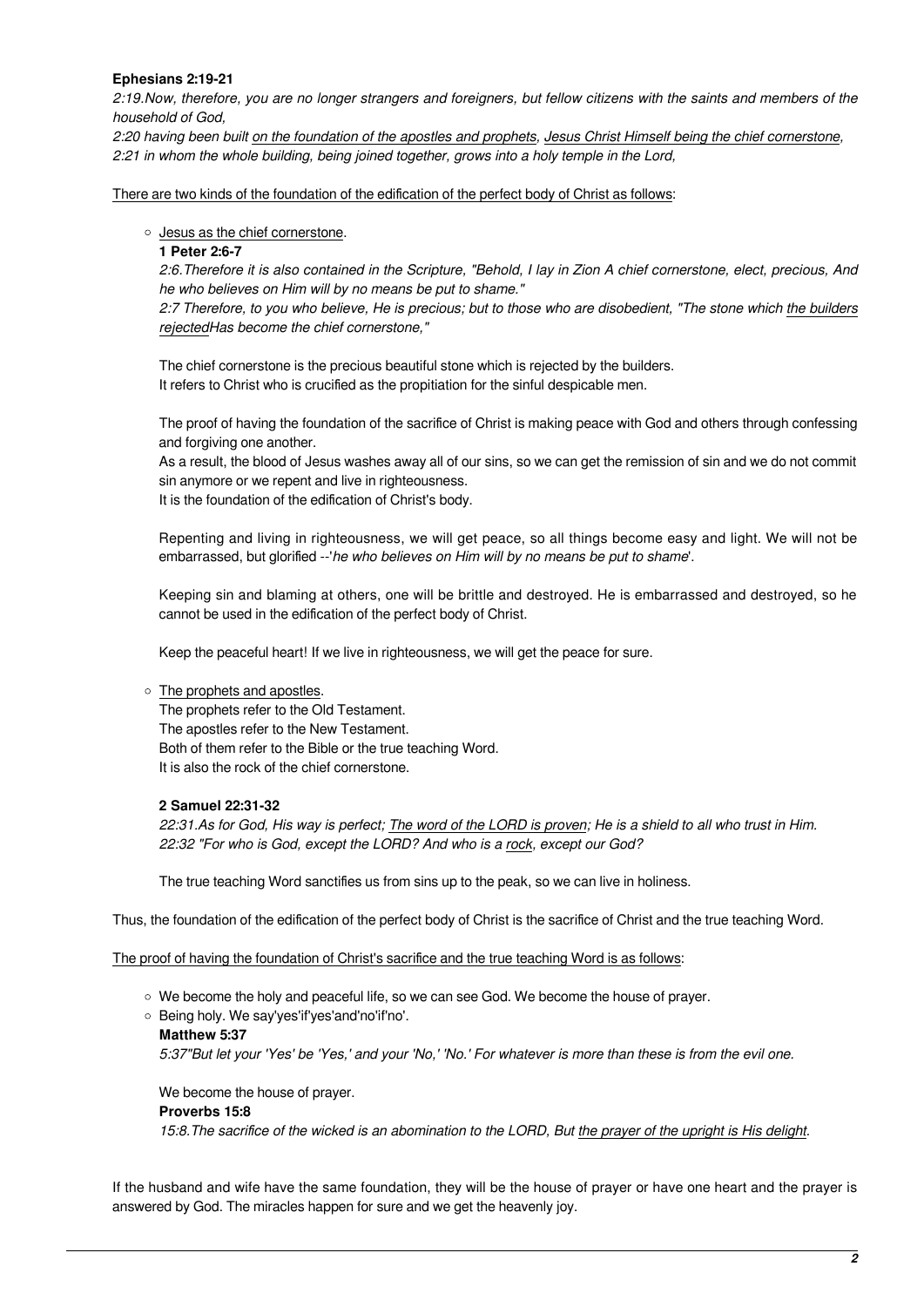**Ephesians 2:19-21**

*2:19.Now, therefore, you are no longer strangers and foreigners, but fellow citizens with the saints and members of the household of God,*

*2:20 having been built <u>on the foundation of the apostles and prophets</u>, <u>Jesus Christ Himself being the chief cornerstone</u>,*

*2:21 in whom the whole building, being joined together, grows into a holy temple in the Lord,*

<u>There are two kinds of the foundation of the edification of the perfect body of Christ as follows</u>:

- <u>Jesus as the chief cornerstone</u>.

  **1 Peter 2:6-7**

  *2:6.Therefore it is also contained in the Scripture, "Behold, I lay in Zion A chief cornerstone, elect, precious, And he who believes on Him will by no means be put to shame."*

  *2:7 Therefore, to you who believe, He is precious; but to those who are disobedient, "The stone which <u>the builders rejected</u>Has become the chief cornerstone,"*

  The chief cornerstone is the precious beautiful stone which is rejected by the builders.
  It refers to Christ who is crucified as the propitiation for the sinful despicable men.

  The proof of having the foundation of the sacrifice of Christ is making peace with God and others through confessing and forgiving one another.
  As a result, the blood of Jesus washes away all of our sins, so we can get the remission of sin and we do not commit sin anymore or we repent and live in righteousness.
  It is the foundation of the edification of Christ's body.

  Repenting and living in righteousness, we will get peace, so all things become easy and light. We will not be embarrassed, but glorified --'*he who believes on Him will by no means be put to shame*'.

  Keeping sin and blaming at others, one will be brittle and destroyed. He is embarrassed and destroyed, so he cannot be used in the edification of the perfect body of Christ.

  Keep the peaceful heart! If we live in righteousness, we will get the peace for sure.

- <u>The prophets and apostles</u>.
  The prophets refer to the Old Testament.
  The apostles refer to the New Testament.
  Both of them refer to the Bible or the true teaching Word.
  It is also the rock of the chief cornerstone.

  **2 Samuel 22:31-32**

  *22:31.As for God, His way is perfect; <u>The word of the LORD is proven</u>; He is a shield to all who trust in Him.*
  *22:32 "For who is God, except the LORD? And who is a <u>rock</u>, except our God?*

  The true teaching Word sanctifies us from sins up to the peak, so we can live in holiness.

Thus, the foundation of the edification of the perfect body of Christ is the sacrifice of Christ and the true teaching Word.

<u>The proof of having the foundation of Christ's sacrifice and the true teaching Word is as follows</u>:

- We become the holy and peaceful life, so we can see God. We become the house of prayer.
- Being holy. We say'yes'if'yes'and'no'if'no'.

  **Matthew 5:37**

  *5:37"But let your 'Yes' be 'Yes,' and your 'No,' 'No.' For whatever is more than these is from the evil one.*

  We become the house of prayer.

  **Proverbs 15:8**

  *15:8.The sacrifice of the wicked is an abomination to the LORD, But <u>the prayer of the upright is His delight</u>.*

If the husband and wife have the same foundation, they will be the house of prayer or have one heart and the prayer is answered by God. The miracles happen for sure and we get the heavenly joy.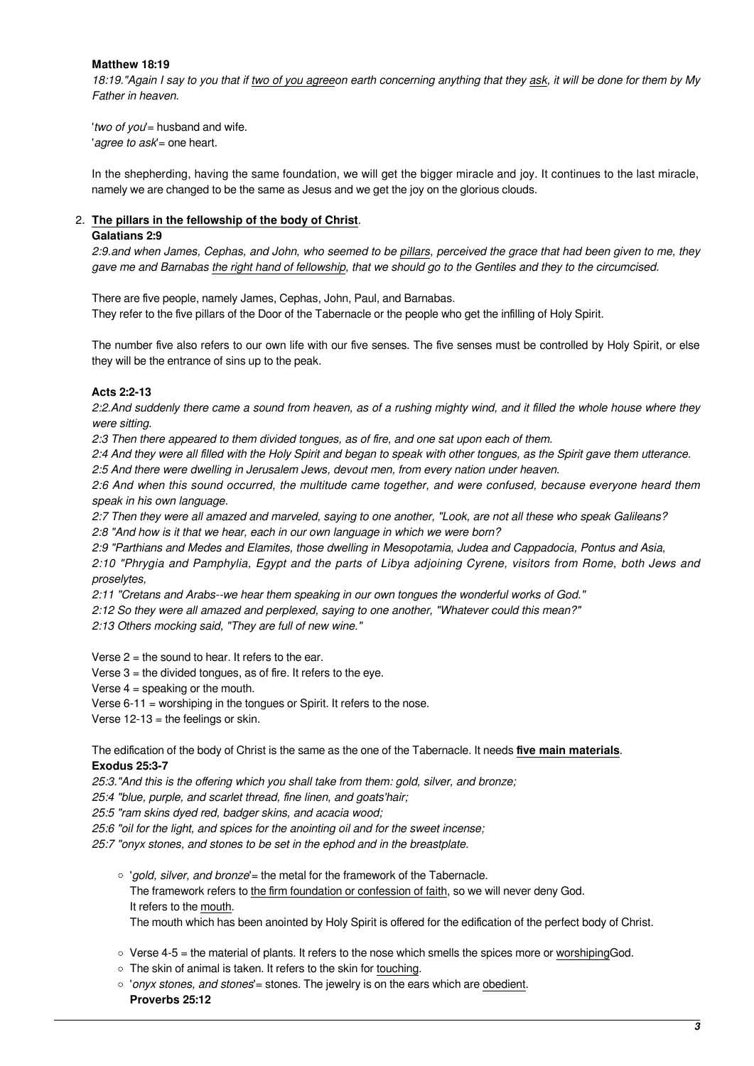**Matthew 18:19**

*18:19."Again I say to you that if two of you agreeon earth concerning anything that they ask, it will be done for them by My Father in heaven.*

'*two of you*'= husband and wife.
'*agree to ask*'= one heart.

In the shepherding, having the same foundation, we will get the bigger miracle and joy. It continues to the last miracle, namely we are changed to be the same as Jesus and we get the joy on the glorious clouds.

2. **The pillars in the fellowship of the body of Christ**.

**Galatians 2:9**

*2:9.and when James, Cephas, and John, who seemed to be pillars, perceived the grace that had been given to me, they gave me and Barnabas the right hand of fellowship, that we should go to the Gentiles and they to the circumcised.*

There are five people, namely James, Cephas, John, Paul, and Barnabas.
They refer to the five pillars of the Door of the Tabernacle or the people who get the infilling of Holy Spirit.

The number five also refers to our own life with our five senses. The five senses must be controlled by Holy Spirit, or else they will be the entrance of sins up to the peak.

**Acts 2:2-13**

*2:2.And suddenly there came a sound from heaven, as of a rushing mighty wind, and it filled the whole house where they were sitting.*
*2:3 Then there appeared to them divided tongues, as of fire, and one sat upon each of them.*
*2:4 And they were all filled with the Holy Spirit and began to speak with other tongues, as the Spirit gave them utterance.*
*2:5 And there were dwelling in Jerusalem Jews, devout men, from every nation under heaven.*
*2:6 And when this sound occurred, the multitude came together, and were confused, because everyone heard them speak in his own language.*
*2:7 Then they were all amazed and marveled, saying to one another, "Look, are not all these who speak Galileans?*
*2:8 "And how is it that we hear, each in our own language in which we were born?*
*2:9 "Parthians and Medes and Elamites, those dwelling in Mesopotamia, Judea and Cappadocia, Pontus and Asia,*
*2:10 "Phrygia and Pamphylia, Egypt and the parts of Libya adjoining Cyrene, visitors from Rome, both Jews and proselytes,*
*2:11 "Cretans and Arabs--we hear them speaking in our own tongues the wonderful works of God."*
*2:12 So they were all amazed and perplexed, saying to one another, "Whatever could this mean?"*
*2:13 Others mocking said, "They are full of new wine."*

Verse 2 = the sound to hear. It refers to the ear.
Verse 3 = the divided tongues, as of fire. It refers to the eye.
Verse 4 = speaking or the mouth.
Verse 6-11 = worshiping in the tongues or Spirit. It refers to the nose.
Verse 12-13 = the feelings or skin.

The edification of the body of Christ is the same as the one of the Tabernacle. It needs **five main materials**.

**Exodus 25:3-7**

*25:3."And this is the offering which you shall take from them: gold, silver, and bronze;*
*25:4 "blue, purple, and scarlet thread, fine linen, and goats'hair;*
*25:5 "ram skins dyed red, badger skins, and acacia wood;*
*25:6 "oil for the light, and spices for the anointing oil and for the sweet incense;*
*25:7 "onyx stones, and stones to be set in the ephod and in the breastplate.*

- '*gold, silver, and bronze*'= the metal for the framework of the Tabernacle.
  The framework refers to the firm foundation or confession of faith, so we will never deny God.
  It refers to the mouth.
  The mouth which has been anointed by Holy Spirit is offered for the edification of the perfect body of Christ.
- Verse 4-5 = the material of plants. It refers to the nose which smells the spices more or worshipingGod.
- The skin of animal is taken. It refers to the skin for touching.
- '*onyx stones, and stones*'= stones. The jewelry is on the ears which are obedient.
  **Proverbs 25:12**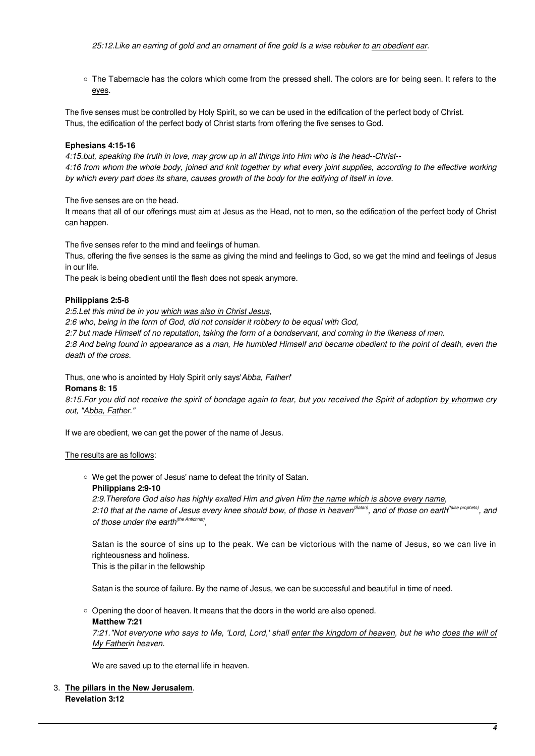*25:12.Like an earring of gold and an ornament of fine gold Is a wise rebuker to <u>an obedient ear</u>.*

- The Tabernacle has the colors which come from the pressed shell. The colors are for being seen. It refers to the <u>eyes</u>.

The five senses must be controlled by Holy Spirit, so we can be used in the edification of the perfect body of Christ.
Thus, the edification of the perfect body of Christ starts from offering the five senses to God.

**Ephesians 4:15-16**
*4:15.but, speaking the truth in love, may grow up in all things into Him who is the head--Christ--*
*4:16 from whom the whole body, joined and knit together by what every joint supplies, according to the effective working by which every part does its share, causes growth of the body for the edifying of itself in love.*

The five senses are on the head.
It means that all of our offerings must aim at Jesus as the Head, not to men, so the edification of the perfect body of Christ can happen.

The five senses refer to the mind and feelings of human.
Thus, offering the five senses is the same as giving the mind and feelings to God, so we get the mind and feelings of Jesus in our life.
The peak is being obedient until the flesh does not speak anymore.

**Philippians 2:5-8**
*2:5.Let this mind be in you <u>which was also in Christ Jesus</u>,*
*2:6 who, being in the form of God, did not consider it robbery to be equal with God,*
*2:7 but made Himself of no reputation, taking the form of a bondservant, and coming in the likeness of men.*
*2:8 And being found in appearance as a man, He humbled Himself and <u>became obedient to the point of death</u>, even the death of the cross.*

Thus, one who is anointed by Holy Spirit only says'*Abba, Father!*'
**Romans 8: 15**
*8:15.For you did not receive the spirit of bondage again to fear, but you received the Spirit of adoption <u>by whom</u>we cry out, "<u>Abba, Father</u>."*

If we are obedient, we can get the power of the name of Jesus.

<u>The results are as follows</u>:

- We get the power of Jesus' name to defeat the trinity of Satan.
  **Philippians 2:9-10**
  *2:9.Therefore God also has highly exalted Him and given Him <u>the name which is above every name</u>,*
  *2:10 that at the name of Jesus every knee should bow, of those in heaven[(Satan)], and of those on earth[(false prophets)], and of those under the earth[(the Antichrist)],*

  Satan is the source of sins up to the peak. We can be victorious with the name of Jesus, so we can live in righteousness and holiness.
  This is the pillar in the fellowship

  Satan is the source of failure. By the name of Jesus, we can be successful and beautiful in time of need.

- Opening the door of heaven. It means that the doors in the world are also opened.
  **Matthew 7:21**
  *7:21."Not everyone who says to Me, 'Lord, Lord,' shall <u>enter the kingdom of heaven</u>, but he who <u>does the will of My Father</u>in heaven.*

  We are saved up to the eternal life in heaven.

3. **<u>The pillars in the New Jerusalem</u>**.
   **Revelation 3:12**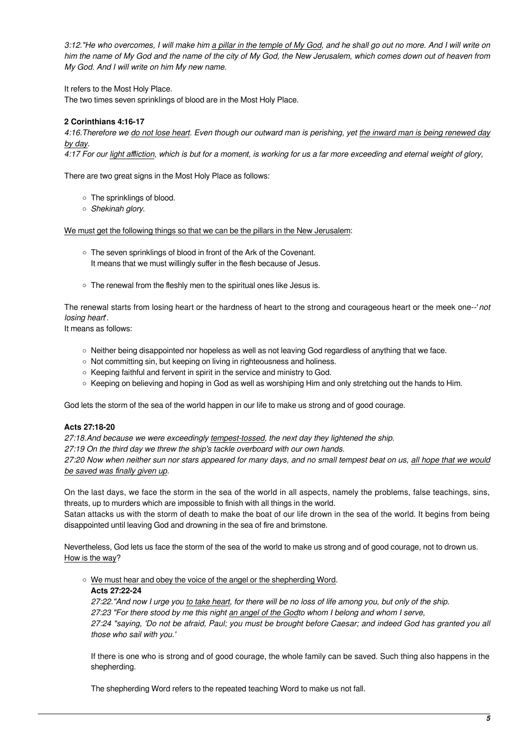*3:12."He who overcomes, I will make him <u>a pillar in the temple of My God</u>, and he shall go out no more. And I will write on him the name of My God and the name of the city of My God, the New Jerusalem, which comes down out of heaven from My God. And I will write on him My new name.*

It refers to the Most Holy Place.
The two times seven sprinklings of blood are in the Most Holy Place.

**2 Corinthians 4:16-17**
*4:16.Therefore we <u>do not lose heart</u>. Even though our outward man is perishing, yet <u>the inward man is being renewed day by day</u>.*
*4:17 For our <u>light affliction</u>, which is but for a moment, is working for us a far more exceeding and eternal weight of glory,*

There are two great signs in the Most Holy Place as follows:

- The sprinklings of blood.
- *Shekinah glory*.

<u>We must get the following things so that we can be the pillars in the New Jerusalem</u>:

- The seven sprinklings of blood in front of the Ark of the Covenant.
  It means that we must willingly suffer in the flesh because of Jesus.
- The renewal from the fleshly men to the spiritual ones like Jesus is.

The renewal starts from losing heart or the hardness of heart to the strong and courageous heart or the meek one--'*not losing heart*'.
It means as follows:

- Neither being disappointed nor hopeless as well as not leaving God regardless of anything that we face.
- Not committing sin, but keeping on living in righteousness and holiness.
- Keeping faithful and fervent in spirit in the service and ministry to God.
- Keeping on believing and hoping in God as well as worshiping Him and only stretching out the hands to Him.

God lets the storm of the sea of the world happen in our life to make us strong and of good courage.

**Acts 27:18-20**
*27:18.And because we were exceedingly <u>tempest-tossed</u>, the next day they lightened the ship.*
*27:19 On the third day we threw the ship's tackle overboard with our own hands.*
*27:20 Now when neither sun nor stars appeared for many days, and no small tempest beat on us, <u>all hope that we would be saved was finally given up</u>.*

On the last days, we face the storm in the sea of the world in all aspects, namely the problems, false teachings, sins, threats, up to murders which are impossible to finish with all things in the world.
Satan attacks us with the storm of death to make the boat of our life drown in the sea of the world. It begins from being disappointed until leaving God and drowning in the sea of fire and brimstone.

Nevertheless, God lets us face the storm of the sea of the world to make us strong and of good courage, not to drown us.
<u>How is the way</u>?

- <u>We must hear and obey the voice of the angel or the shepherding Word</u>.
  **Acts 27:22-24**
  *27:22."And now I urge you <u>to take heart</u>, for there will be no loss of life among you, but only of the ship.*
  *27:23 "For there stood by me this night <u>an angel of the God</u>to whom I belong and whom I serve,*
  *27:24 "saying, 'Do not be afraid, Paul; you must be brought before Caesar; and indeed God has granted you all those who sail with you.'*

  If there is one who is strong and of good courage, the whole family can be saved. Such thing also happens in the shepherding.

  The shepherding Word refers to the repeated teaching Word to make us not fall.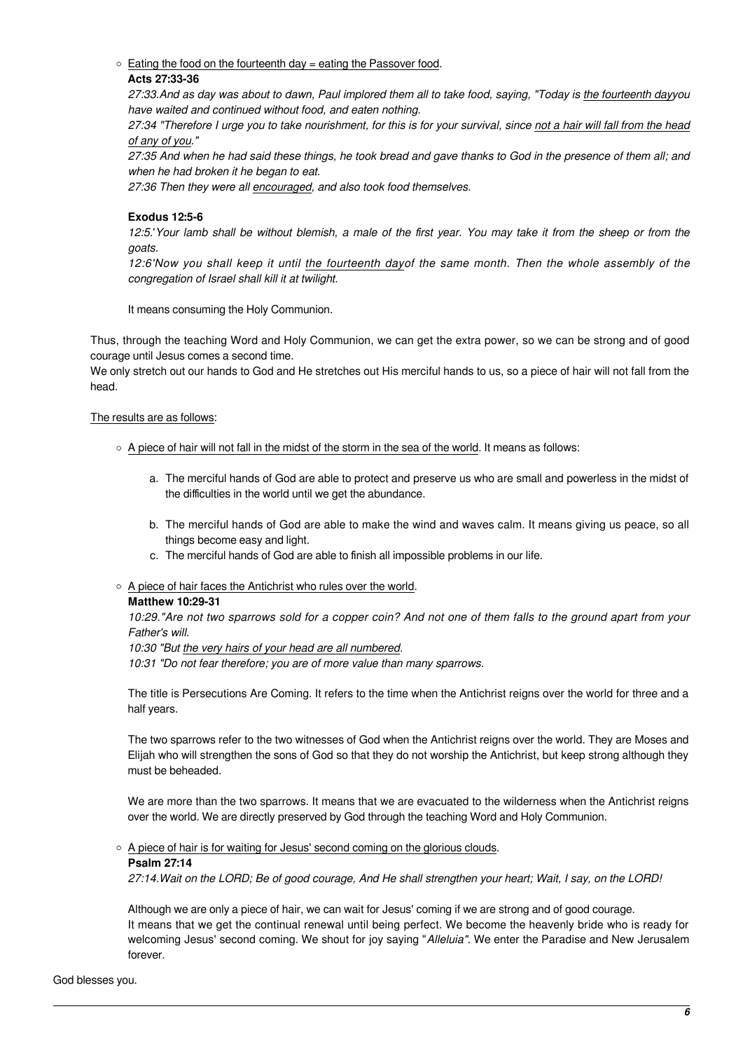- Eating the food on the fourteenth day = eating the Passover food.

  **Acts 27:33-36**

  *27:33.And as day was about to dawn, Paul implored them all to take food, saying, "Today is the fourteenth dayyou have waited and continued without food, and eaten nothing.*

  *27:34 "Therefore I urge you to take nourishment, for this is for your survival, since not a hair will fall from the head of any of you."*

  *27:35 And when he had said these things, he took bread and gave thanks to God in the presence of them all; and when he had broken it he began to eat.*

  *27:36 Then they were all encouraged, and also took food themselves.*

  **Exodus 12:5-6**

  *12:5.'Your lamb shall be without blemish, a male of the first year. You may take it from the sheep or from the goats.*

  *12:6'Now you shall keep it until the fourteenth dayof the same month. Then the whole assembly of the congregation of Israel shall kill it at twilight.*

  It means consuming the Holy Communion.

Thus, through the teaching Word and Holy Communion, we can get the extra power, so we can be strong and of good courage until Jesus comes a second time.
We only stretch out our hands to God and He stretches out His merciful hands to us, so a piece of hair will not fall from the head.

The results are as follows:

- A piece of hair will not fall in the midst of the storm in the sea of the world. It means as follows:

  a. The merciful hands of God are able to protect and preserve us who are small and powerless in the midst of the difficulties in the world until we get the abundance.

  b. The merciful hands of God are able to make the wind and waves calm. It means giving us peace, so all things become easy and light.

  c. The merciful hands of God are able to finish all impossible problems in our life.

- A piece of hair faces the Antichrist who rules over the world.

  **Matthew 10:29-31**

  *10:29."Are not two sparrows sold for a copper coin? And not one of them falls to the ground apart from your Father's will.*

  *10:30 "But the very hairs of your head are all numbered.*

  *10:31 "Do not fear therefore; you are of more value than many sparrows.*

  The title is Persecutions Are Coming. It refers to the time when the Antichrist reigns over the world for three and a half years.

  The two sparrows refer to the two witnesses of God when the Antichrist reigns over the world. They are Moses and Elijah who will strengthen the sons of God so that they do not worship the Antichrist, but keep strong although they must be beheaded.

  We are more than the two sparrows. It means that we are evacuated to the wilderness when the Antichrist reigns over the world. We are directly preserved by God through the teaching Word and Holy Communion.

- A piece of hair is for waiting for Jesus' second coming on the glorious clouds.

  **Psalm 27:14**

  *27:14.Wait on the LORD; Be of good courage, And He shall strengthen your heart; Wait, I say, on the LORD!*

  Although we are only a piece of hair, we can wait for Jesus' coming if we are strong and of good courage.
  It means that we get the continual renewal until being perfect. We become the heavenly bride who is ready for welcoming Jesus' second coming. We shout for joy saying "*Alleluia"*. We enter the Paradise and New Jerusalem forever.

God blesses you.